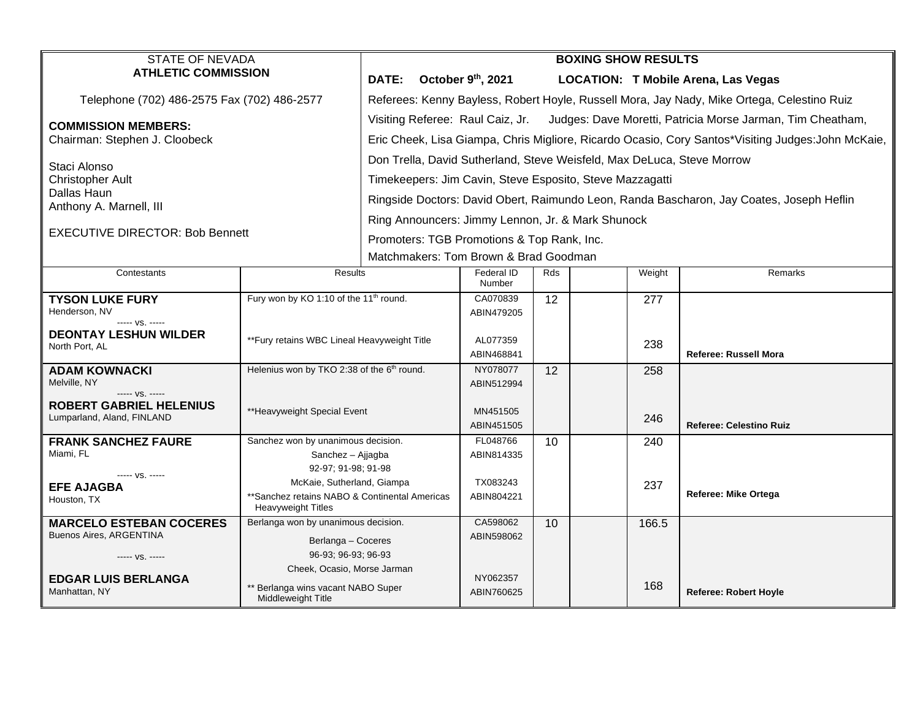STATE OF NEVADA
**ATHLETIC COMMISSION**

Telephone (702) 486-2575 Fax (702) 486-2577

**COMMISSION MEMBERS:**
Chairman: Stephen J. Cloobeck

Staci Alonso
Christopher Ault
Dallas Haun
Anthony A. Marnell, III

EXECUTIVE DIRECTOR: Bob Bennett

**BOXING SHOW RESULTS**

**DATE: October 9th, 2021** **LOCATION: T Mobile Arena, Las Vegas**

Referees: Kenny Bayless, Robert Hoyle, Russell Mora, Jay Nady, Mike Ortega, Celestino Ruiz

Visiting Referee: Raul Caiz, Jr. Judges: Dave Moretti, Patricia Morse Jarman, Tim Cheatham, Eric Cheek, Lisa Giampa, Chris Migliore, Ricardo Ocasio, Cory Santos*Visiting Judges:John McKaie, Don Trella, David Sutherland, Steve Weisfeld, Max DeLuca, Steve Morrow

Timekeepers: Jim Cavin, Steve Esposito, Steve Mazzagatti

Ringside Doctors: David Obert, Raimundo Leon, Randa Bascharon, Jay Coates, Joseph Heflin

Ring Announcers: Jimmy Lennon, Jr. & Mark Shunock

Promoters: TGB Promotions & Top Rank, Inc.

Matchmakers: Tom Brown & Brad Goodman

| Contestants | Results | Federal ID Number | Rds | | Weight | Remarks |
|---|---|---|---|---|---|---|
| **TYSON LUKE FURY** Henderson, NV<br>----- vs. -----<br>**DEONTAY LESHUN WILDER** North Port, AL | Fury won by KO 1:10 of the 11th round.<br>**Fury retains WBC Lineal Heavyweight Title | CA070839<br>ABIN479205<br>AL077359<br>ABIN468841 | 12 | | 277<br><br>238 | **Referee: Russell Mora** |
| **ADAM KOWNACKI** Melville, NY<br>----- vs. -----<br>**ROBERT GABRIEL HELENIUS** Lumparland, Aland, FINLAND | Helenius won by TKO 2:38 of the 6th round.<br>**Heavyweight Special Event | NY078077<br>ABIN512994<br>MN451505<br>ABIN451505 | 12 | | 258<br><br>246 | **Referee: Celestino Ruiz** |
| **FRANK SANCHEZ FAURE** Miami, FL<br>----- vs. -----<br>**EFE AJAGBA** Houston, TX | Sanchez won by unanimous decision.<br>Sanchez – Ajjagba<br>92-97; 91-98; 91-98<br>McKaie, Sutherland, Giampa<br>**Sanchez retains NABO & Continental Americas Heavyweight Titles | FL048766<br>ABIN814335<br>TX083243<br>ABIN804221 | 10 | | 240<br><br>237 | **Referee: Mike Ortega** |
| **MARCELO ESTEBAN COCERES** Buenos Aires, ARGENTINA<br>----- vs. -----<br>**EDGAR LUIS BERLANGA** Manhattan, NY | Berlanga won by unanimous decision.<br>Berlanga – Coceres<br>96-93; 96-93; 96-93<br>Cheek, Ocasio, Morse Jarman<br>** Berlanga wins vacant NABO Super Middleweight Title | CA598062<br>ABIN598062<br>NY062357<br>ABIN760625 | 10 | | 166.5<br><br>168 | **Referee: Robert Hoyle** |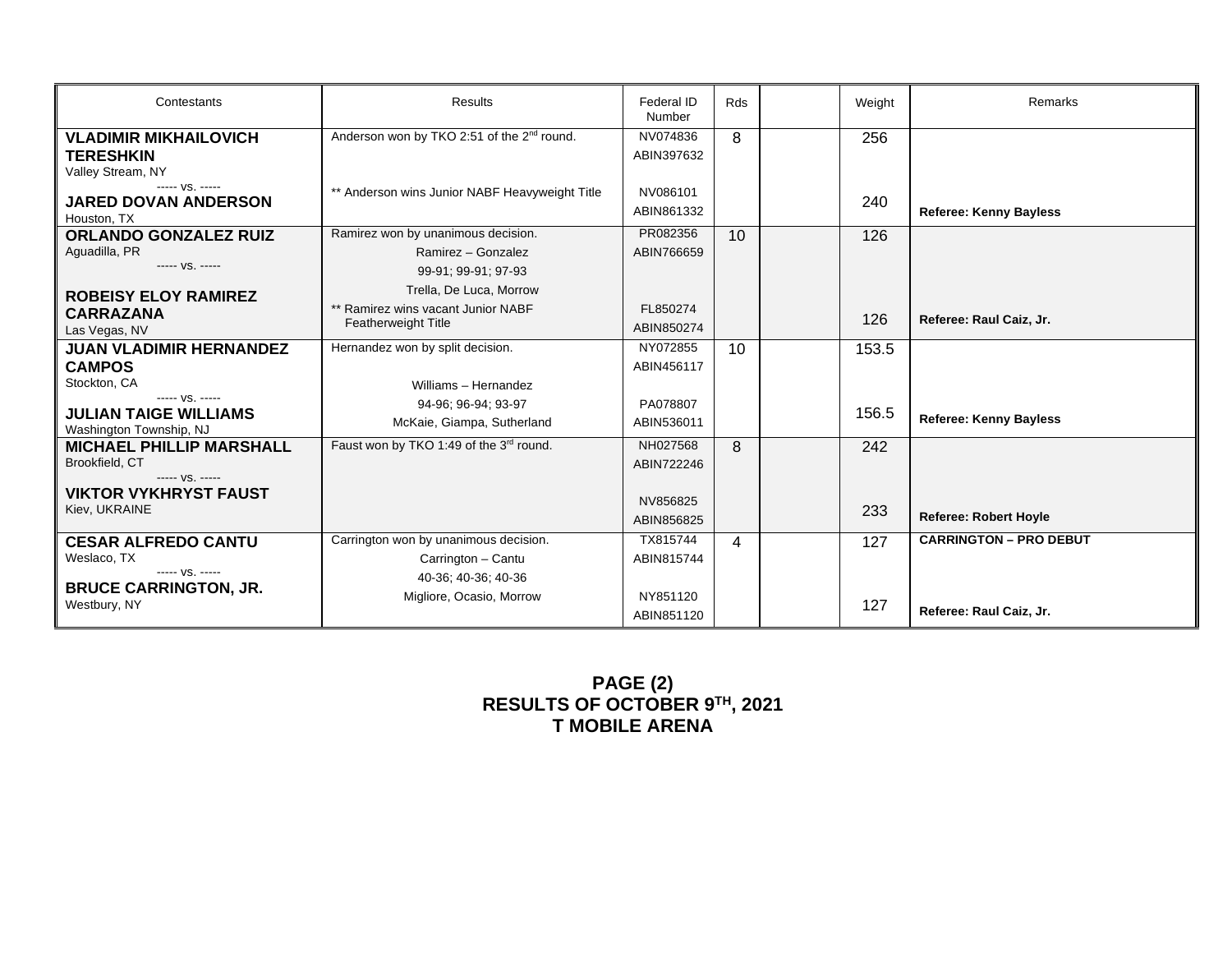| Contestants | Results | Federal ID Number | Rds | | Weight | Remarks |
|---|---|---|---|---|---|---|
| **VLADIMIR MIKHAILOVICH TERESHKIN** Valley Stream, NY ----- vs. ----- **JARED DOVAN ANDERSON** Houston, TX | Anderson won by TKO 2:51 of the 2nd round. ** Anderson wins Junior NABF Heavyweight Title | NV074836 ABIN397632 NV086101 ABIN861332 | 8 | | 256 240 | **Referee: Kenny Bayless** |
| **ORLANDO GONZALEZ RUIZ** Aguadilla, PR ----- vs. ----- **ROBEISY ELOY RAMIREZ CARRAZANA** Las Vegas, NV | Ramirez won by unanimous decision. Ramirez – Gonzalez 99-91; 99-91; 97-93 Trella, De Luca, Morrow ** Ramirez wins vacant Junior NABF Featherweight Title | PR082356 ABIN766659 FL850274 ABIN850274 | 10 | | 126 126 | **Referee: Raul Caiz, Jr.** |
| **JUAN VLADIMIR HERNANDEZ CAMPOS** Stockton, CA ----- vs. ----- **JULIAN TAIGE WILLIAMS** Washington Township, NJ | Hernandez won by split decision. Williams – Hernandez 94-96; 96-94; 93-97 McKaie, Giampa, Sutherland | NY072855 ABIN456117 PA078807 ABIN536011 | 10 | | 153.5 156.5 | **Referee: Kenny Bayless** |
| **MICHAEL PHILLIP MARSHALL** Brookfield, CT ----- vs. ----- **VIKTOR VYKHRYST FAUST** Kiev, UKRAINE | Faust won by TKO 1:49 of the 3rd round. | NH027568 ABIN722246 NV856825 ABIN856825 | 8 | | 242 233 | **Referee: Robert Hoyle** |
| **CESAR ALFREDO CANTU** Weslaco, TX ----- vs. ----- **BRUCE CARRINGTON, JR.** Westbury, NY | Carrington won by unanimous decision. Carrington – Cantu 40-36; 40-36; 40-36 Migliore, Ocasio, Morrow | TX815744 ABIN815744 NY851120 ABIN851120 | 4 | | 127 127 | **CARRINGTON – PRO DEBUT** **Referee: Raul Caiz, Jr.** |

**PAGE (2)**
**RESULTS OF OCTOBER 9TH, 2021**
**T MOBILE ARENA**